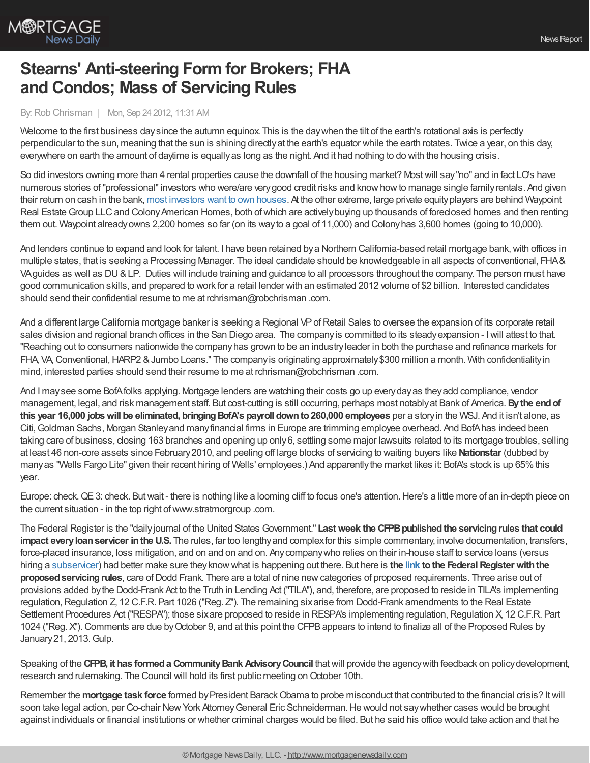# Stearns' Anti-steering Form for Brokers; FHA and Condos; Mass of Servicing Rules

By: Rob Chrisman | Mon, Sep 24 2012, 11:31 AM

Welcome to the first business day since the autumn equinox. This is the day when the tilt of the earth's rotational axis is perfectly perpendicular to the sun, meaning that the sun is shining directly at the earth's equator while the earth rotates. Twice a year, on this day, everywhere on earth the amount of daytime is equally as long as the night. And it had nothing to do with the housing crisis.

So did investors owning more than 4 rental properties cause the downfall of the housing market? Most will say "no" and in fact LO's have numerous stories of "professional" investors who were/are very good credit risks and know how to manage single family rentals. And given their return on cash in the bank, most investors want to own houses. At the other extreme, large private equity players are behind Waypoint Real Estate Group LLC and Colony American Homes, both of which are actively buying up thousands of foreclosed homes and then renting them out. Waypoint already owns 2,200 homes so far (on its way to a goal of 11,000) and Colony has 3,600 homes (going to 10,000).

And lenders continue to expand and look for talent. I have been retained by a Northern California-based retail mortgage bank, with offices in multiple states, that is seeking a Processing Manager. The ideal candidate should be knowledgeable in all aspects of conventional, FHA & VA guides as well as DU & LP. Duties will include training and guidance to all processors throughout the company. The person must have good communication skills, and prepared to work for a retail lender with an estimated 2012 volume of $2 billion. Interested candidates should send their confidential resume to me at rchrisman@robchrisman .com.

And a different large California mortgage banker is seeking a Regional VP of Retail Sales to oversee the expansion of its corporate retail sales division and regional branch offices in the San Diego area. The company is committed to its steady expansion - I will attest to that. "Reaching out to consumers nationwide the company has grown to be an industry leader in both the purchase and refinance markets for FHA, VA, Conventional, HARP2 & Jumbo Loans." The company is originating approximately $300 million a month. With confidentiality in mind, interested parties should send their resume to me at rchrisman@robchrisman .com.

And I may see some BofA folks applying. Mortgage lenders are watching their costs go up every day as they add compliance, vendor management, legal, and risk management staff. But cost-cutting is still occurring, perhaps most notably at Bank of America. **By the end of this year 16,000 jobs will be eliminated, bringing BofA's payroll down to 260,000 employees** per a story in the WSJ. And it isn't alone, as Citi, Goldman Sachs, Morgan Stanley and many financial firms in Europe are trimming employee overhead. And BofA has indeed been taking care of business, closing 163 branches and opening up only 6, settling some major lawsuits related to its mortgage troubles, selling at least 46 non-core assets since February 2010, and peeling off large blocks of servicing to waiting buyers like **Nationstar** (dubbed by many as "Wells Fargo Lite" given their recent hiring of Wells' employees.) And apparently the market likes it: BofA's stock is up 65% this year.

Europe: check. QE 3: check. But wait - there is nothing like a looming cliff to focus one's attention. Here's a little more of an in-depth piece on the current situation - in the top right of www.stratmorgroup .com.

The Federal Register is the "daily journal of the United States Government." **Last week the CFPB published the servicing rules that could impact every loan servicer in the U.S.** The rules, far too lengthy and complex for this simple commentary, involve documentation, transfers, force-placed insurance, loss mitigation, and on and on and on. Any company who relies on their in-house staff to service loans (versus hiring a subservicer) had better make sure they know what is happening out there. But here is **the link to the Federal Register with the proposed servicing rules**, care of Dodd Frank. There are a total of nine new categories of proposed requirements. Three arise out of provisions added by the Dodd-Frank Act to the Truth in Lending Act ("TILA"), and, therefore, are proposed to reside in TILA's implementing regulation, Regulation Z, 12 C.F.R. Part 1026 ("Reg. Z"). The remaining six arise from Dodd-Frank amendments to the Real Estate Settlement Procedures Act ("RESPA"); those six are proposed to reside in RESPA's implementing regulation, Regulation X, 12 C.F.R. Part 1024 ("Reg. X"). Comments are due by October 9, and at this point the CFPB appears to intend to finalize all of the Proposed Rules by January 21, 2013. Gulp.

Speaking of the **CFPB, it has formed a Community Bank Advisory Council** that will provide the agency with feedback on policy development, research and rulemaking. The Council will hold its first public meeting on October 10th.

Remember the **mortgage task force** formed by President Barack Obama to probe misconduct that contributed to the financial crisis? It will soon take legal action, per Co-chair New York Attorney General Eric Schneiderman. He would not say whether cases would be brought against individuals or financial institutions or whether criminal charges would be filed. But he said his office would take action and that he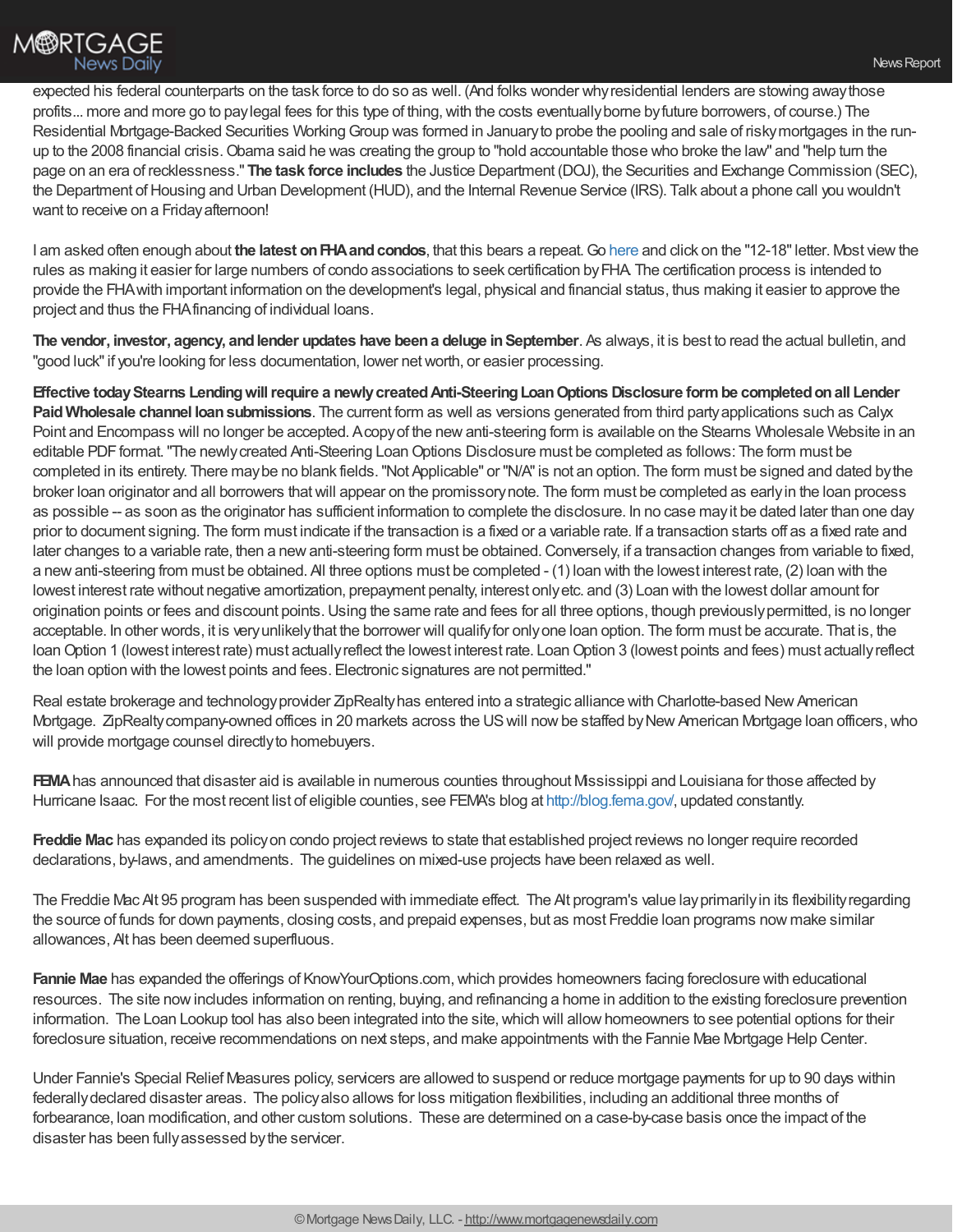expected his federal counterparts on the task force to do so as well. (And folks wonder why residential lenders are stowing away those profits... more and more go to pay legal fees for this type of thing, with the costs eventually borne by future borrowers, of course.) The Residential Mortgage-Backed Securities Working Group was formed in January to probe the pooling and sale of risky mortgages in the run-up to the 2008 financial crisis. Obama said he was creating the group to "hold accountable those who broke the law" and "help turn the page on an era of recklessness." **The task force includes** the Justice Department (DOJ), the Securities and Exchange Commission (SEC), the Department of Housing and Urban Development (HUD), and the Internal Revenue Service (IRS). Talk about a phone call you wouldn't want to receive on a Friday afternoon!

I am asked often enough about **the latest on FHA and condos**, that this bears a repeat. Go here and click on the "12-18" letter. Most view the rules as making it easier for large numbers of condo associations to seek certification by FHA. The certification process is intended to provide the FHA with important information on the development's legal, physical and financial status, thus making it easier to approve the project and thus the FHA financing of individual loans.

**The vendor, investor, agency, and lender updates have been a deluge in September**. As always, it is best to read the actual bulletin, and "good luck" if you're looking for less documentation, lower net worth, or easier processing.

**Effective today Stearns Lending will require a newly created Anti-Steering Loan Options Disclosure form be completed on all Lender Paid Wholesale channel loan submissions**. The current form as well as versions generated from third party applications such as Calyx Point and Encompass will no longer be accepted. A copy of the new anti-steering form is available on the Stearns Wholesale Website in an editable PDF format. "The newly created Anti-Steering Loan Options Disclosure must be completed as follows: The form must be completed in its entirety. There may be no blank fields. "Not Applicable" or "N/A" is not an option. The form must be signed and dated by the broker loan originator and all borrowers that will appear on the promissory note. The form must be completed as early in the loan process as possible -- as soon as the originator has sufficient information to complete the disclosure. In no case may it be dated later than one day prior to document signing. The form must indicate if the transaction is a fixed or a variable rate. If a transaction starts off as a fixed rate and later changes to a variable rate, then a new anti-steering form must be obtained. Conversely, if a transaction changes from variable to fixed, a new anti-steering from must be obtained. All three options must be completed - (1) loan with the lowest interest rate, (2) loan with the lowest interest rate without negative amortization, prepayment penalty, interest only etc. and (3) Loan with the lowest dollar amount for origination points or fees and discount points. Using the same rate and fees for all three options, though previously permitted, is no longer acceptable. In other words, it is very unlikely that the borrower will qualify for only one loan option. The form must be accurate. That is, the loan Option 1 (lowest interest rate) must actually reflect the lowest interest rate. Loan Option 3 (lowest points and fees) must actually reflect the loan option with the lowest points and fees. Electronic signatures are not permitted."

Real estate brokerage and technology provider ZipRealty has entered into a strategic alliance with Charlotte-based New American Mortgage. ZipRealty company-owned offices in 20 markets across the US will now be staffed by New American Mortgage loan officers, who will provide mortgage counsel directly to homebuyers.

**FEMA** has announced that disaster aid is available in numerous counties throughout Mississippi and Louisiana for those affected by Hurricane Isaac. For the most recent list of eligible counties, see FEMA's blog at http://blog.fema.gov/, updated constantly.

**Freddie Mac** has expanded its policy on condo project reviews to state that established project reviews no longer require recorded declarations, by-laws, and amendments. The guidelines on mixed-use projects have been relaxed as well.

The Freddie Mac Alt 95 program has been suspended with immediate effect. The Alt program's value lay primarily in its flexibility regarding the source of funds for down payments, closing costs, and prepaid expenses, but as most Freddie loan programs now make similar allowances, Alt has been deemed superfluous.

**Fannie Mae** has expanded the offerings of KnowYourOptions.com, which provides homeowners facing foreclosure with educational resources. The site now includes information on renting, buying, and refinancing a home in addition to the existing foreclosure prevention information. The Loan Lookup tool has also been integrated into the site, which will allow homeowners to see potential options for their foreclosure situation, receive recommendations on next steps, and make appointments with the Fannie Mae Mortgage Help Center.

Under Fannie's Special Relief Measures policy, servicers are allowed to suspend or reduce mortgage payments for up to 90 days within federally declared disaster areas. The policy also allows for loss mitigation flexibilities, including an additional three months of forbearance, loan modification, and other custom solutions. These are determined on a case-by-case basis once the impact of the disaster has been fully assessed by the servicer.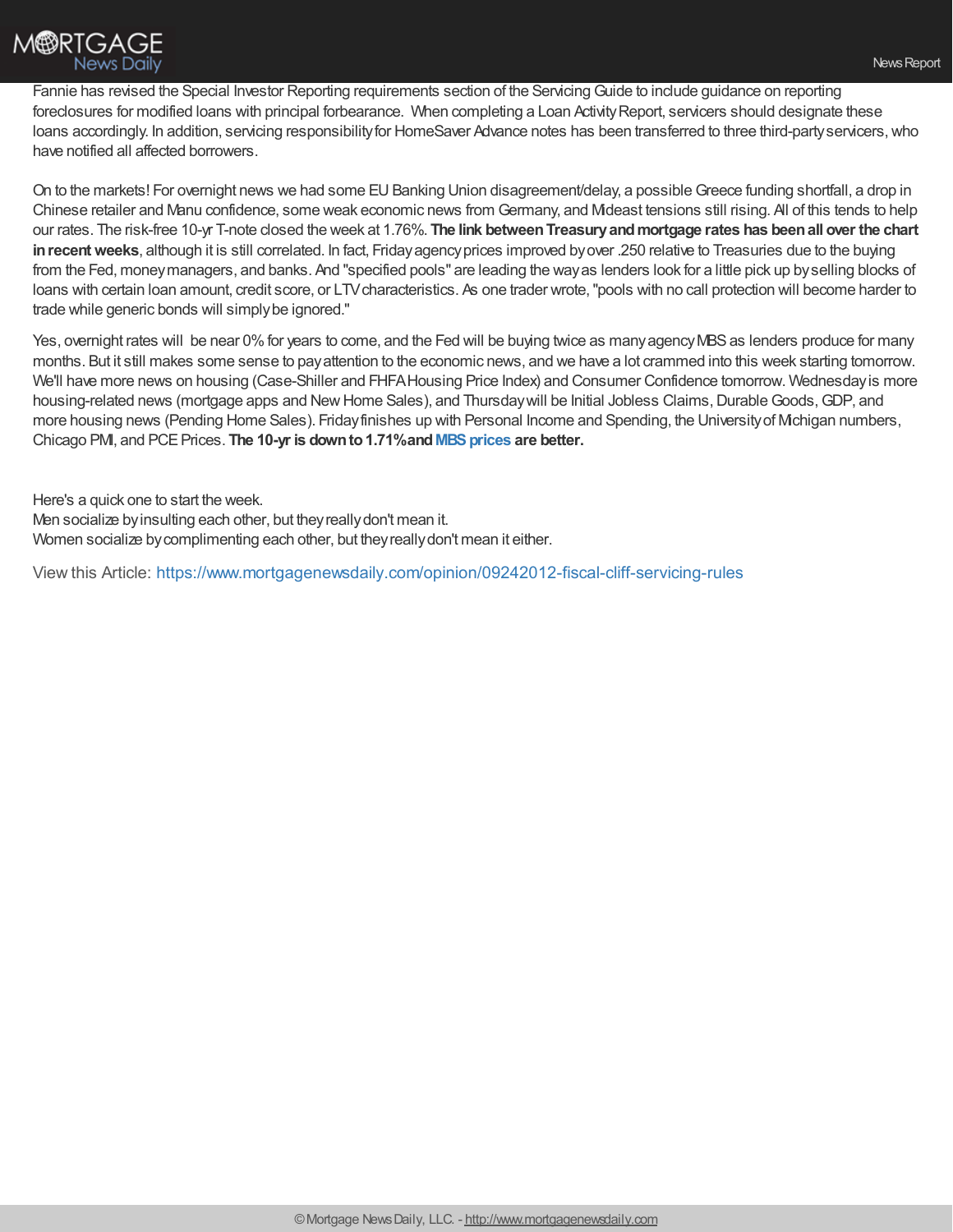Fannie has revised the Special Investor Reporting requirements section of the Servicing Guide to include guidance on reporting foreclosures for modified loans with principal forbearance.  When completing a Loan Activity Report, servicers should designate these loans accordingly. In addition, servicing responsibility for HomeSaver Advance notes has been transferred to three third-party servicers, who have notified all affected borrowers.

On to the markets! For overnight news we had some EU Banking Union disagreement/delay, a possible Greece funding shortfall, a drop in Chinese retailer and Manu confidence, some weak economic news from Germany, and Mideast tensions still rising. All of this tends to help our rates. The risk-free 10-yr T-note closed the week at 1.76%. **The link between Treasury and mortgage rates has been all over the chart in recent weeks**, although it is still correlated. In fact, Friday agency prices improved by over .250 relative to Treasuries due to the buying from the Fed, money managers, and banks. And "specified pools" are leading the way as lenders look for a little pick up by selling blocks of loans with certain loan amount, credit score, or LTV characteristics. As one trader wrote, "pools with no call protection will become harder to trade while generic bonds will simply be ignored."

Yes, overnight rates will  be near 0% for years to come, and the Fed will be buying twice as many agency MBS as lenders produce for many months. But it still makes some sense to pay attention to the economic news, and we have a lot crammed into this week starting tomorrow. We'll have more news on housing (Case-Shiller and FHFA Housing Price Index) and Consumer Confidence tomorrow. Wednesday is more housing-related news (mortgage apps and New Home Sales), and Thursday will be Initial Jobless Claims, Durable Goods, GDP, and more housing news (Pending Home Sales). Friday finishes up with Personal Income and Spending, the University of Michigan numbers, Chicago PMI, and PCE Prices. **The 10-yr is down to 1.71% and MBS prices are better.**

Here's a quick one to start the week.
Men socialize by insulting each other, but they really don't mean it.
Women socialize by complimenting each other, but they really don't mean it either.

View this Article: https://www.mortgagenewsdaily.com/opinion/09242012-fiscal-cliff-servicing-rules